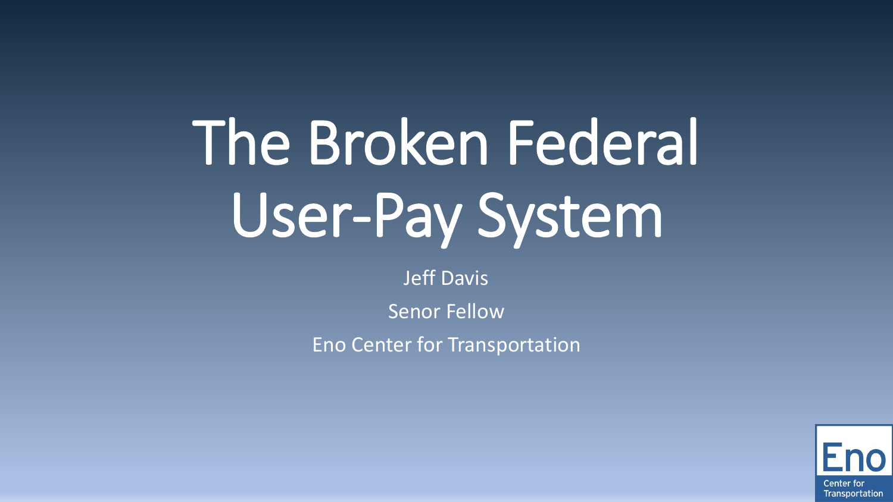# The Broken Federal User-Pay System

Jeff Davis

Senor Fellow

Eno Center for Transportation

Eno
Center for
Transportation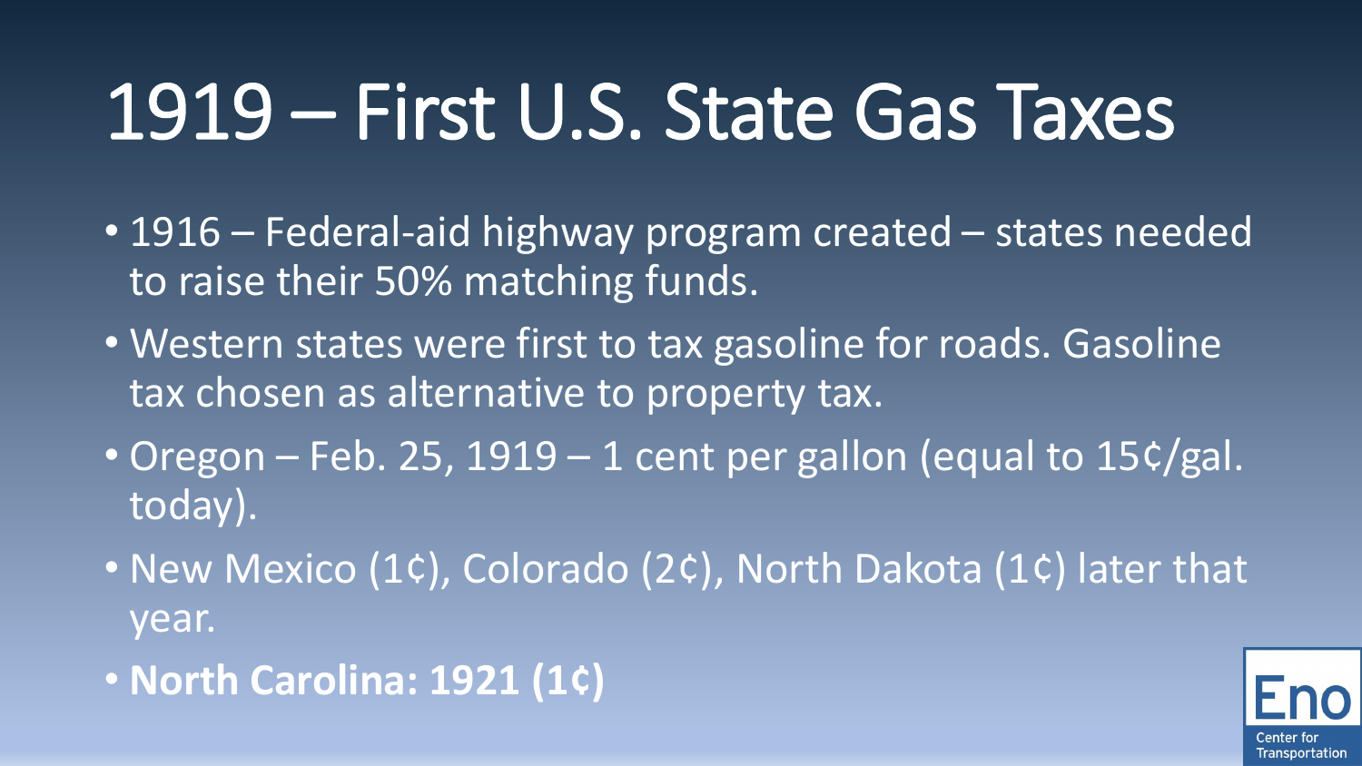# 1919 – First U.S. State Gas Taxes

- 1916 – Federal-aid highway program created – states needed to raise their 50% matching funds.
- Western states were first to tax gasoline for roads. Gasoline tax chosen as alternative to property tax.
- Oregon – Feb. 25, 1919 – 1 cent per gallon (equal to 15¢/gal. today).
- New Mexico (1¢), Colorado (2¢), North Dakota (1¢) later that year.
- **North Carolina: 1921 (1¢)**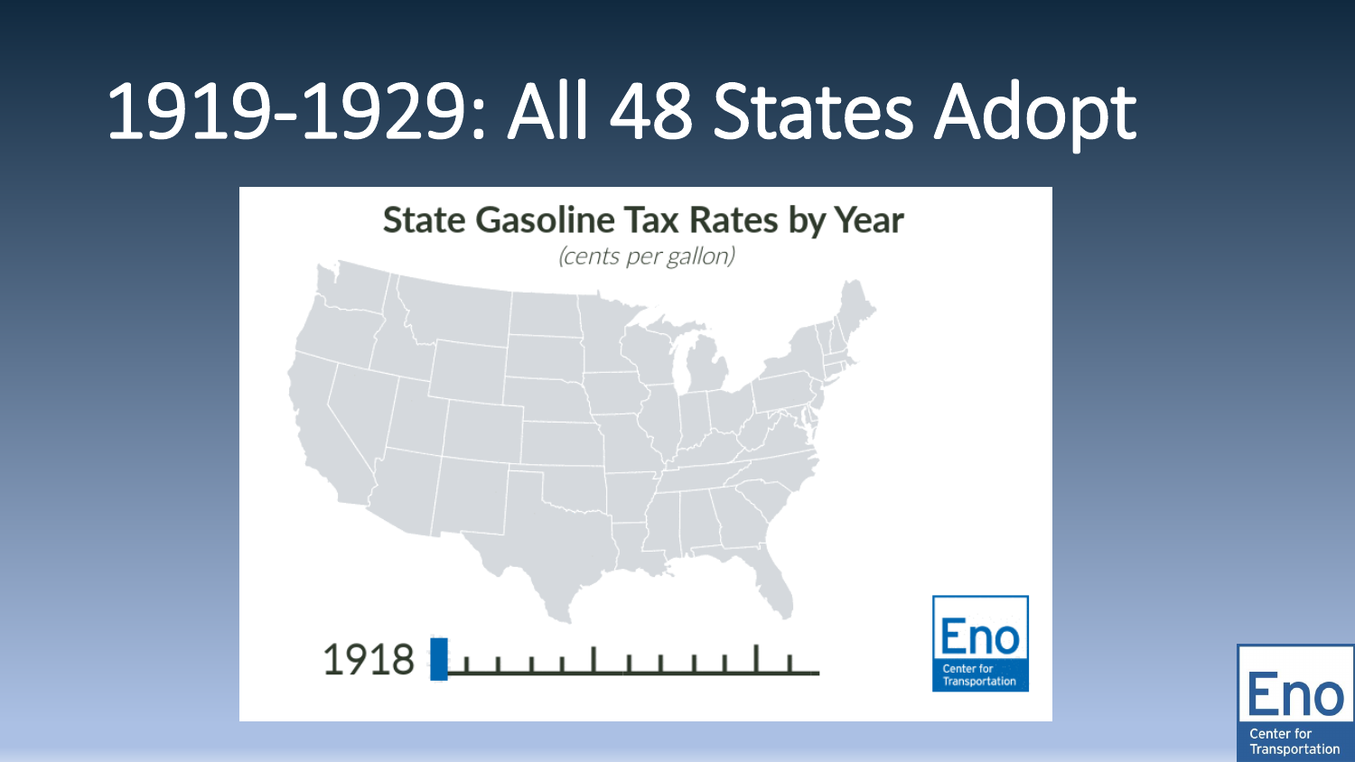# 1919-1929: All 48 States Adopt

**State Gasoline Tax Rates by Year**

*(cents per gallon)*

1918

Eno Center for Transportation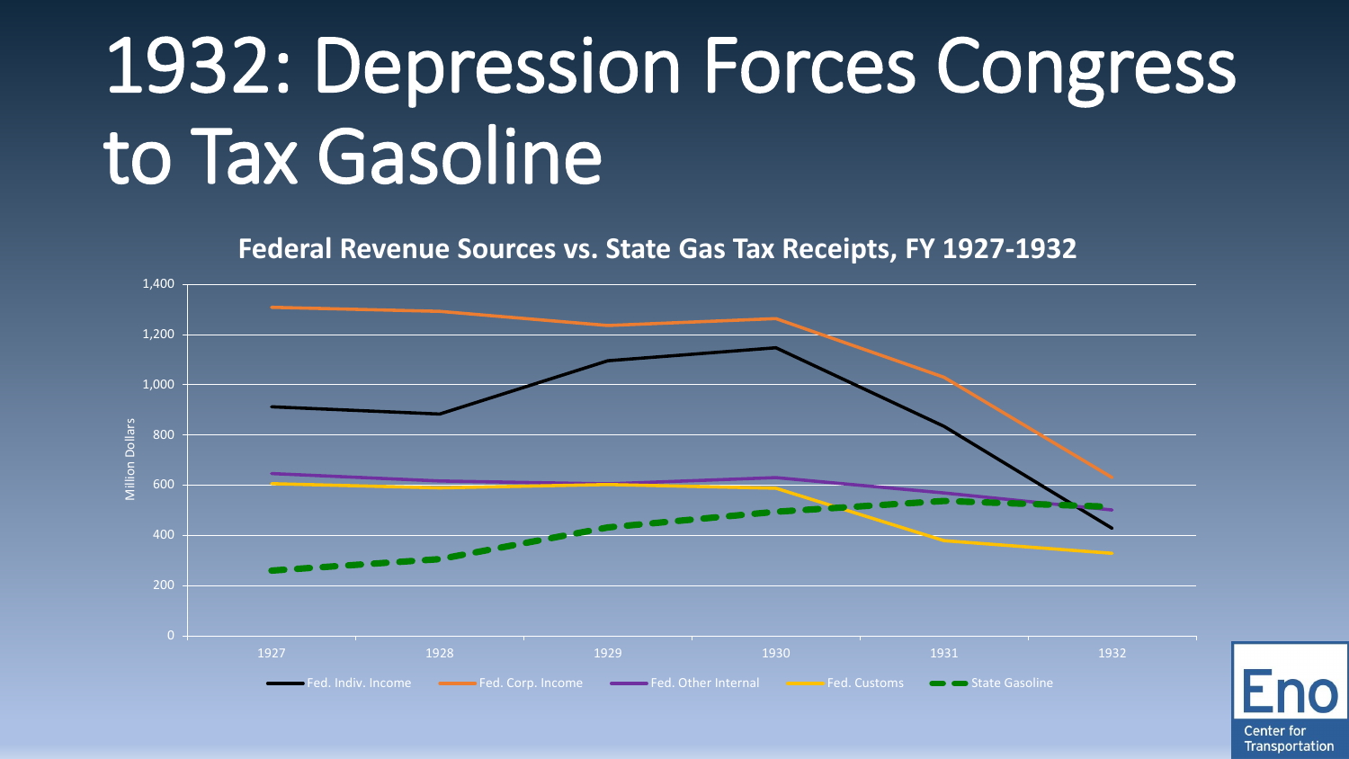# 1932: Depression Forces Congress to Tax Gasoline

**Federal Revenue Sources vs. State Gas Tax Receipts, FY 1927-1932**

Million Dollars

1,400
1,200
1,000
800
600
400
200
0

1927 1928 1929 1930 1931 1932

Fed. Indiv. Income — Fed. Corp. Income — Fed. Other Internal — Fed. Customs — State Gasoline

Eno Center for Transportation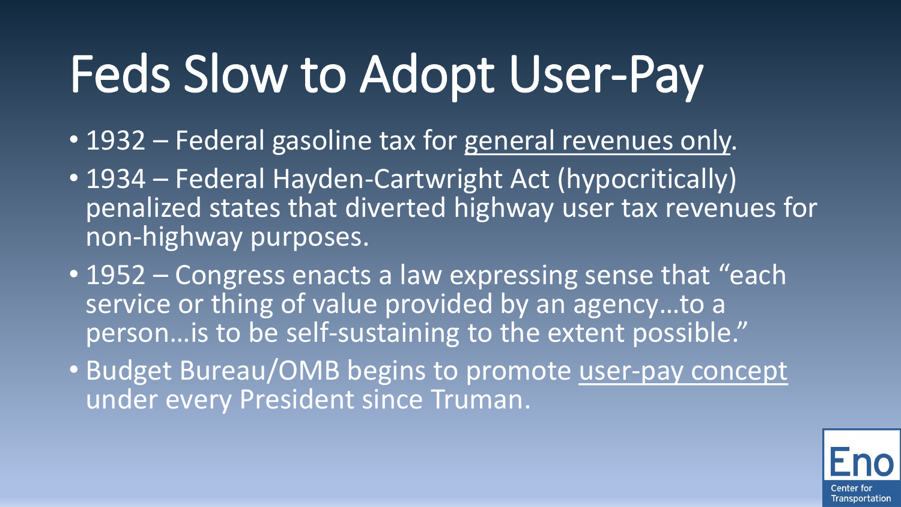# Feds Slow to Adopt User-Pay

- 1932 – Federal gasoline tax for <u>general revenues only</u>.
- 1934 – Federal Hayden-Cartwright Act (hypocritically) penalized states that diverted highway user tax revenues for non-highway purposes.
- 1952 – Congress enacts a law expressing sense that "each service or thing of value provided by an agency…to a person…is to be self-sustaining to the extent possible."
- Budget Bureau/OMB begins to promote <u>user-pay concept</u> under every President since Truman.

Eno Center for Transportation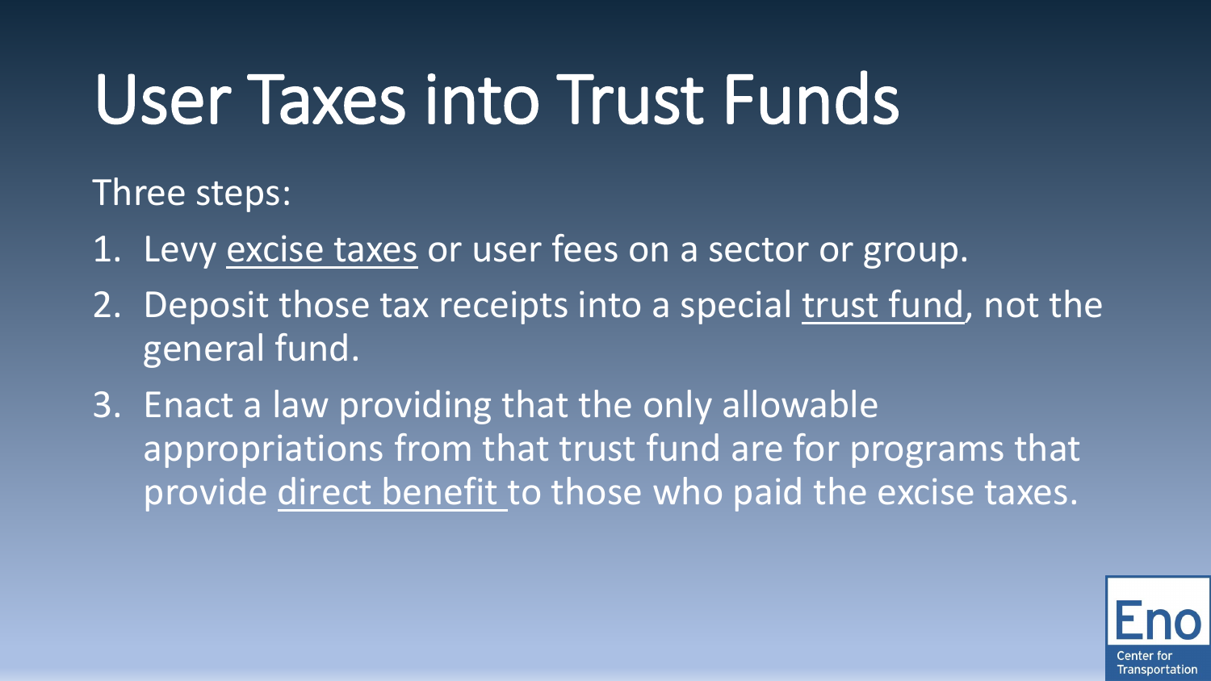# User Taxes into Trust Funds

Three steps:

1. Levy excise taxes or user fees on a sector or group.
2. Deposit those tax receipts into a special trust fund, not the general fund.
3. Enact a law providing that the only allowable appropriations from that trust fund are for programs that provide direct benefit to those who paid the excise taxes.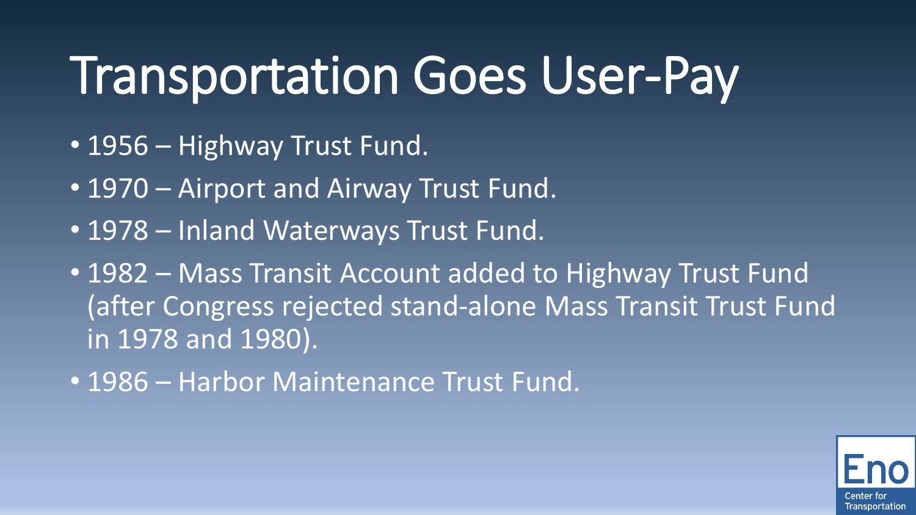# Transportation Goes User-Pay

- 1956 – Highway Trust Fund.
- 1970 – Airport and Airway Trust Fund.
- 1978 – Inland Waterways Trust Fund.
- 1982 – Mass Transit Account added to Highway Trust Fund (after Congress rejected stand-alone Mass Transit Trust Fund in 1978 and 1980).
- 1986 – Harbor Maintenance Trust Fund.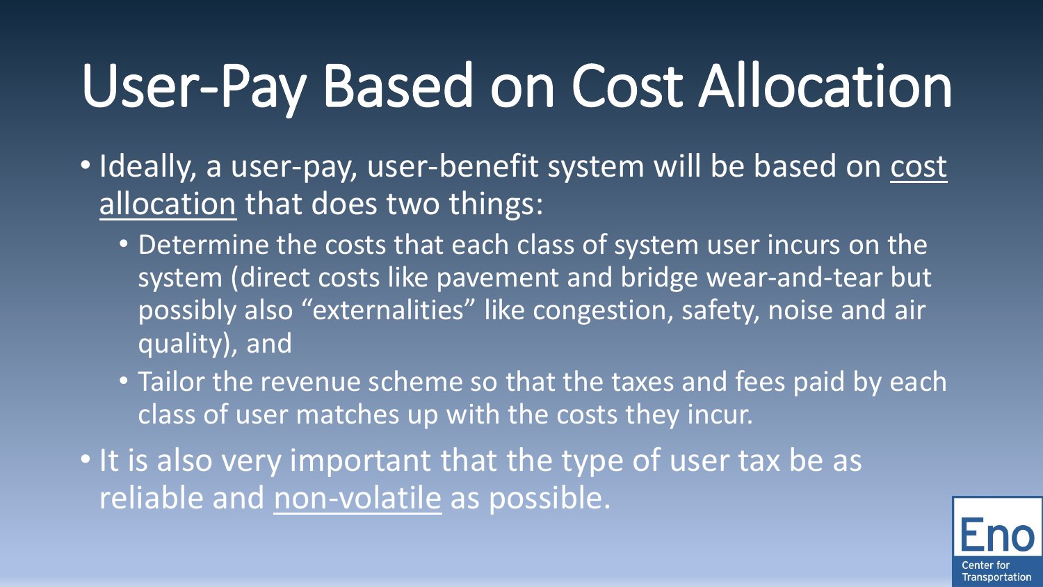# User-Pay Based on Cost Allocation

- Ideally, a user-pay, user-benefit system will be based on cost allocation that does two things:
  - Determine the costs that each class of system user incurs on the system (direct costs like pavement and bridge wear-and-tear but possibly also "externalities" like congestion, safety, noise and air quality), and
  - Tailor the revenue scheme so that the taxes and fees paid by each class of user matches up with the costs they incur.
- It is also very important that the type of user tax be as reliable and non-volatile as possible.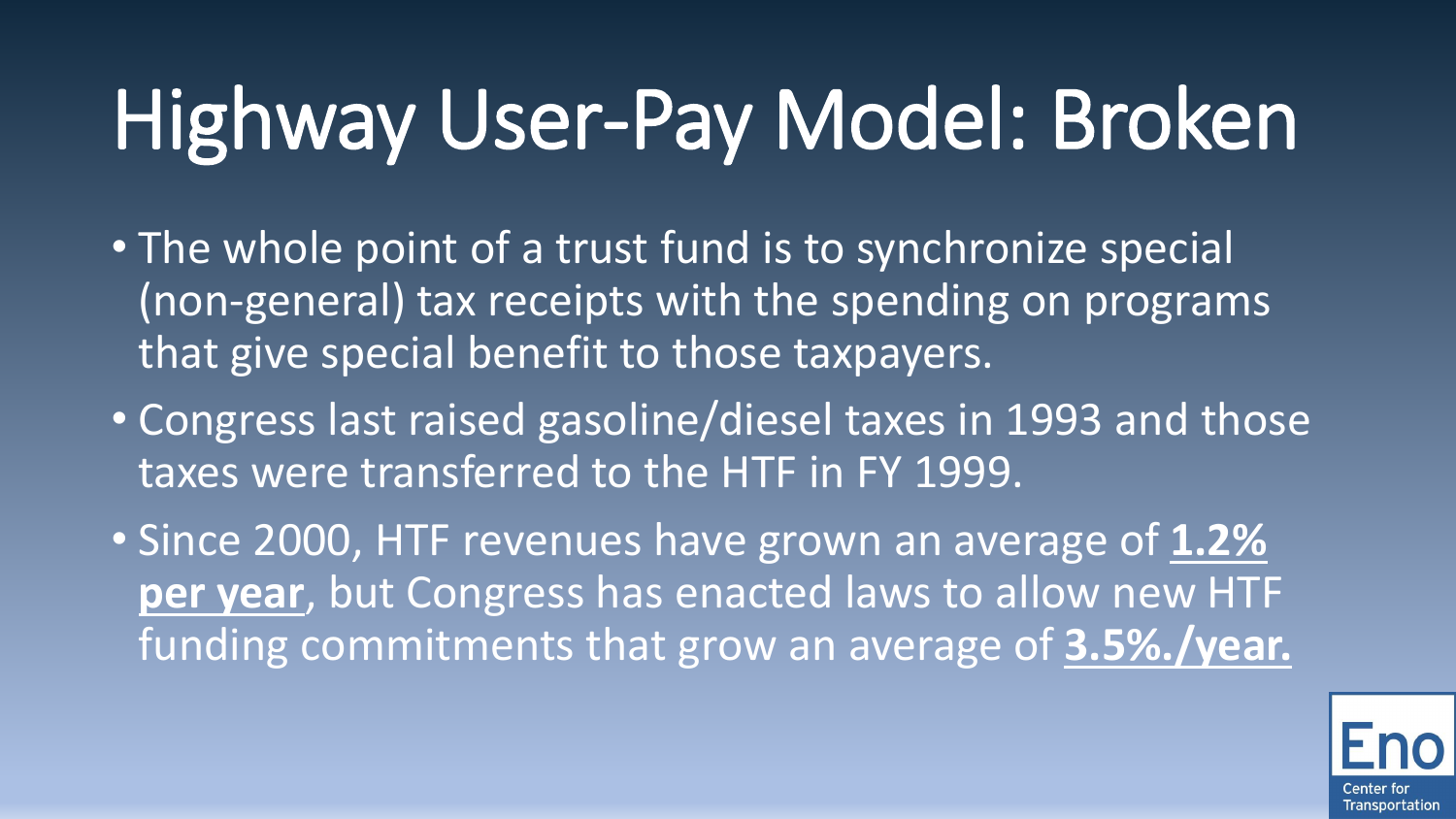# Highway User-Pay Model: Broken

- The whole point of a trust fund is to synchronize special (non-general) tax receipts with the spending on programs that give special benefit to those taxpayers.
- Congress last raised gasoline/diesel taxes in 1993 and those taxes were transferred to the HTF in FY 1999.
- Since 2000, HTF revenues have grown an average of **1.2% per year**, but Congress has enacted laws to allow new HTF funding commitments that grow an average of **3.5%./year.**

Eno Center for Transportation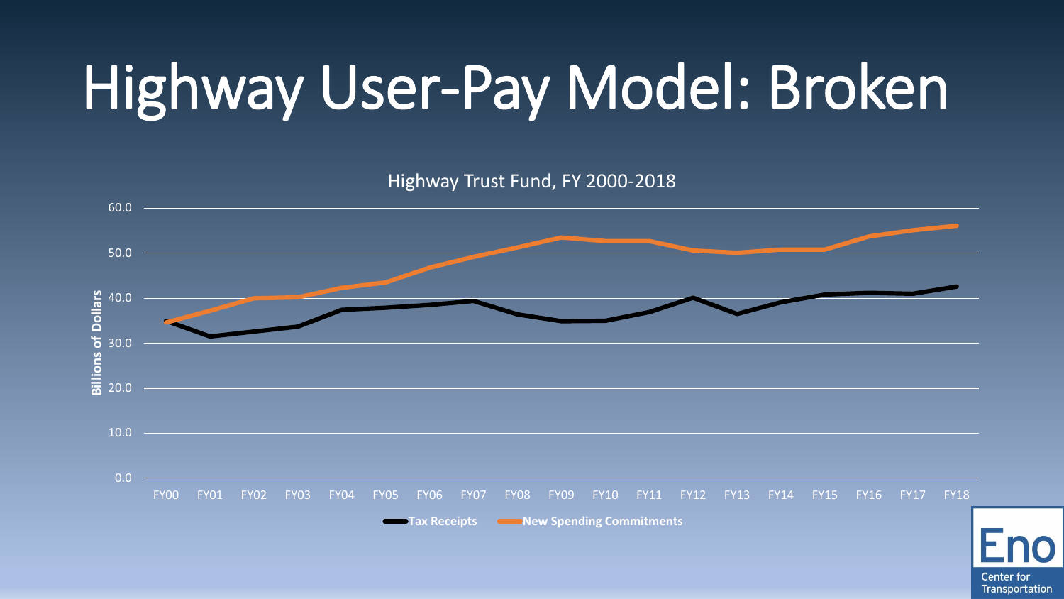# Highway User-Pay Model: Broken

Highway Trust Fund, FY 2000-2018

Billions of Dollars

60.0
50.0
40.0
30.0
20.0
10.0
0.0

FY00 FY01 FY02 FY03 FY04 FY05 FY06 FY07 FY08 FY09 FY10 FY11 FY12 FY13 FY14 FY15 FY16 FY17 FY18

Tax Receipts

New Spending Commitments

Eno Center for Transportation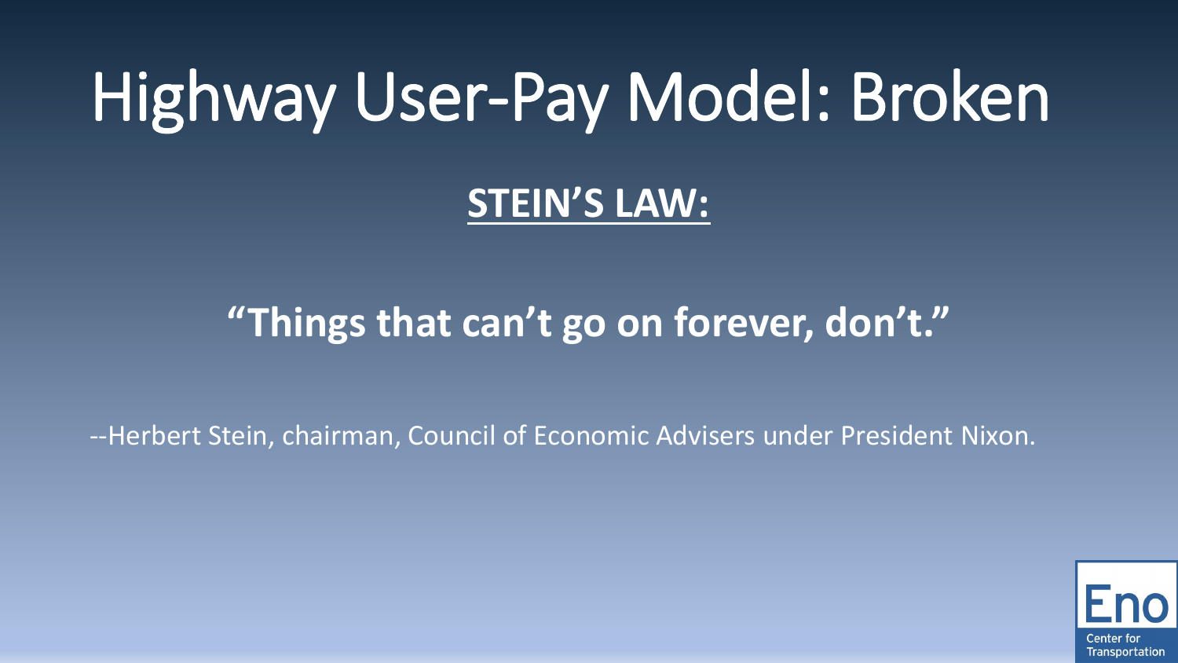# Highway User-Pay Model: Broken

**STEIN'S LAW:**

**"Things that can't go on forever, don't."**

--Herbert Stein, chairman, Council of Economic Advisers under President Nixon.

Eno Center for Transportation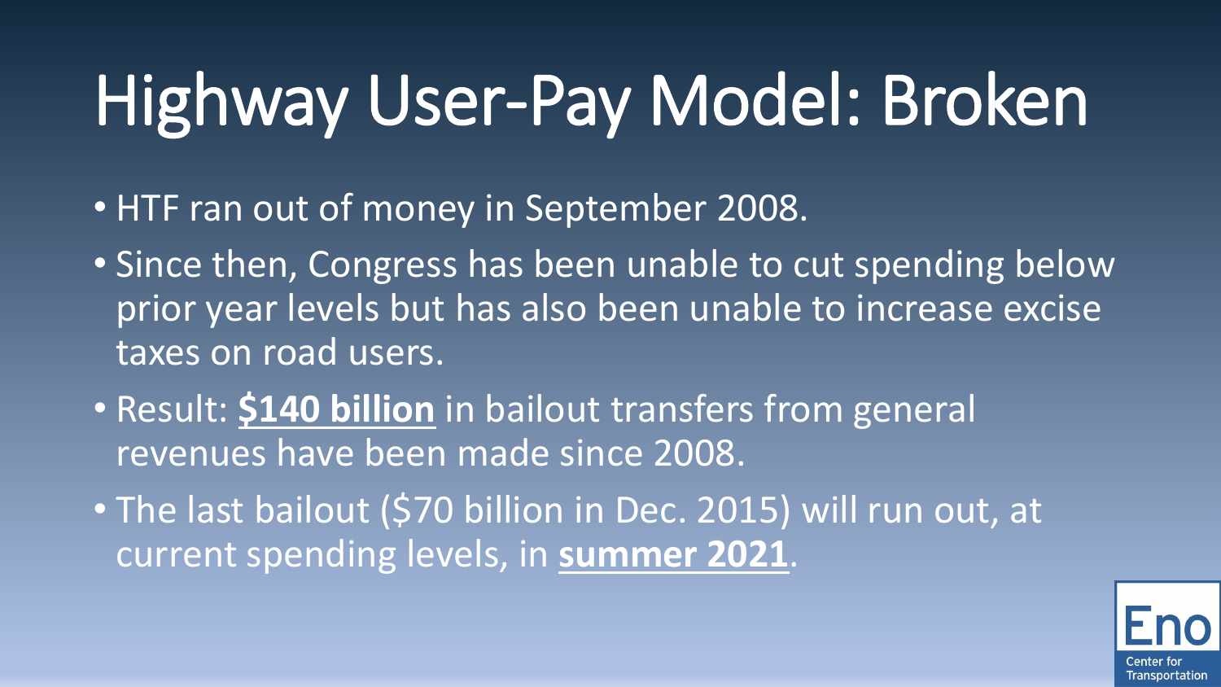# Highway User-Pay Model: Broken

- HTF ran out of money in September 2008.
- Since then, Congress has been unable to cut spending below prior year levels but has also been unable to increase excise taxes on road users.
- Result: **$140 billion** in bailout transfers from general revenues have been made since 2008.
- The last bailout ($70 billion in Dec. 2015) will run out, at current spending levels, in **summer 2021**.

Eno Center for Transportation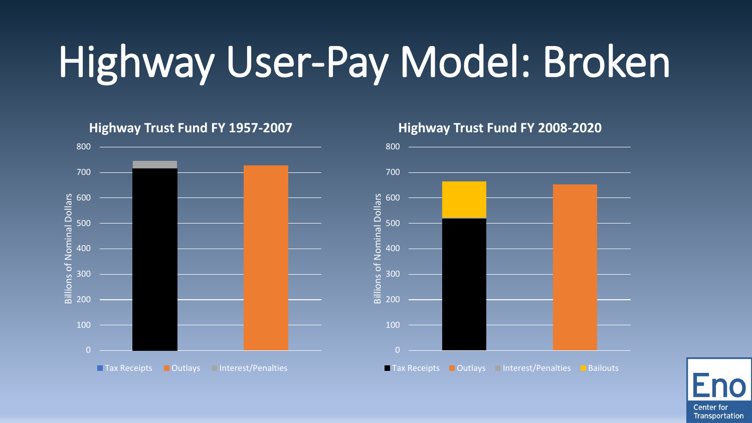# Highway User-Pay Model: Broken

**Highway Trust Fund FY 1957-2007**

Billions of Nominal Dollars

800
700
600
500
400
300
200
100
0

Tax Receipts   Outlays   Interest/Penalties

**Highway Trust Fund FY 2008-2020**

Billions of Nominal Dollars

800
700
600
500
400
300
200
100
0

Tax Receipts   Outlays   Interest/Penalties   Bailouts

Eno Center for Transportation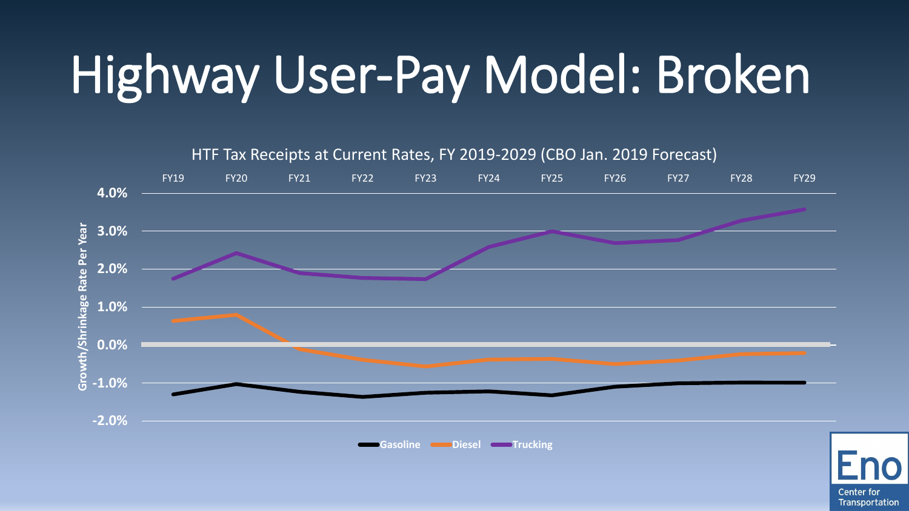# Highway User-Pay Model: Broken

HTF Tax Receipts at Current Rates, FY 2019-2029 (CBO Jan. 2019 Forecast)

Growth/Shrinkage Rate Per Year

FY19 FY20 FY21 FY22 FY23 FY24 FY25 FY26 FY27 FY28 FY29

4.0%
3.0%
2.0%
1.0%
0.0%
-1.0%
-2.0%

Gasoline Diesel Trucking

Eno Center for Transportation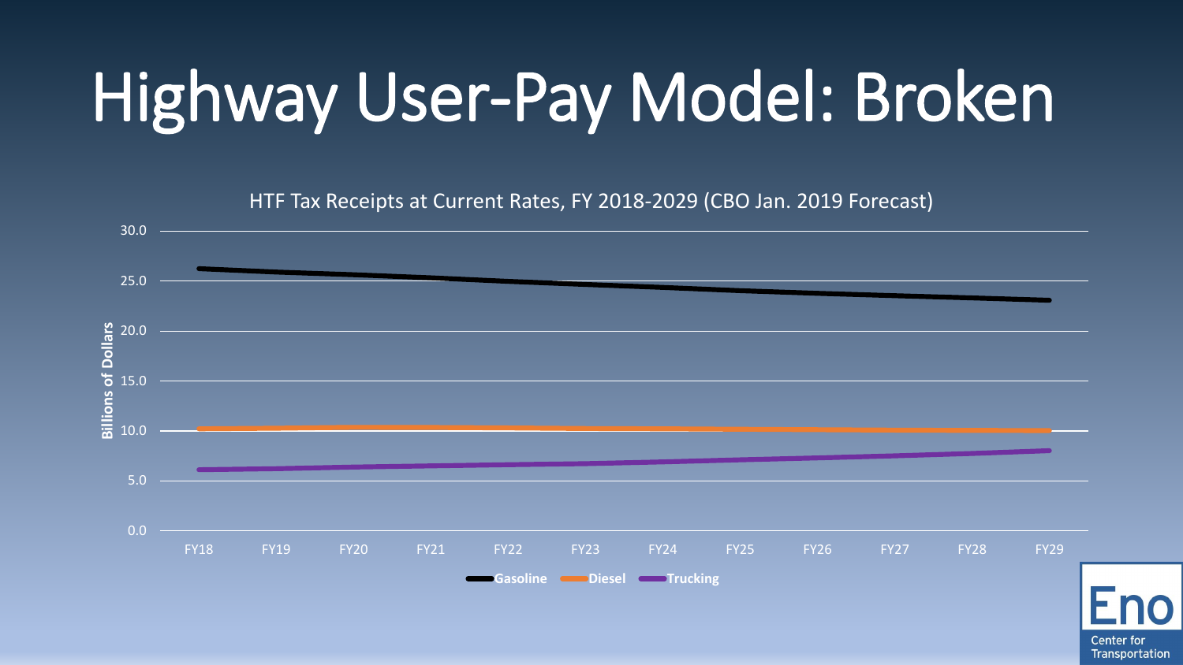# Highway User-Pay Model: Broken

HTF Tax Receipts at Current Rates, FY 2018-2029 (CBO Jan. 2019 Forecast)

Billions of Dollars

30.0
25.0
20.0
15.0
10.0
5.0
0.0

FY18 FY19 FY20 FY21 FY22 FY23 FY24 FY25 FY26 FY27 FY28 FY29

Gasoline Diesel Trucking

Eno Center for Transportation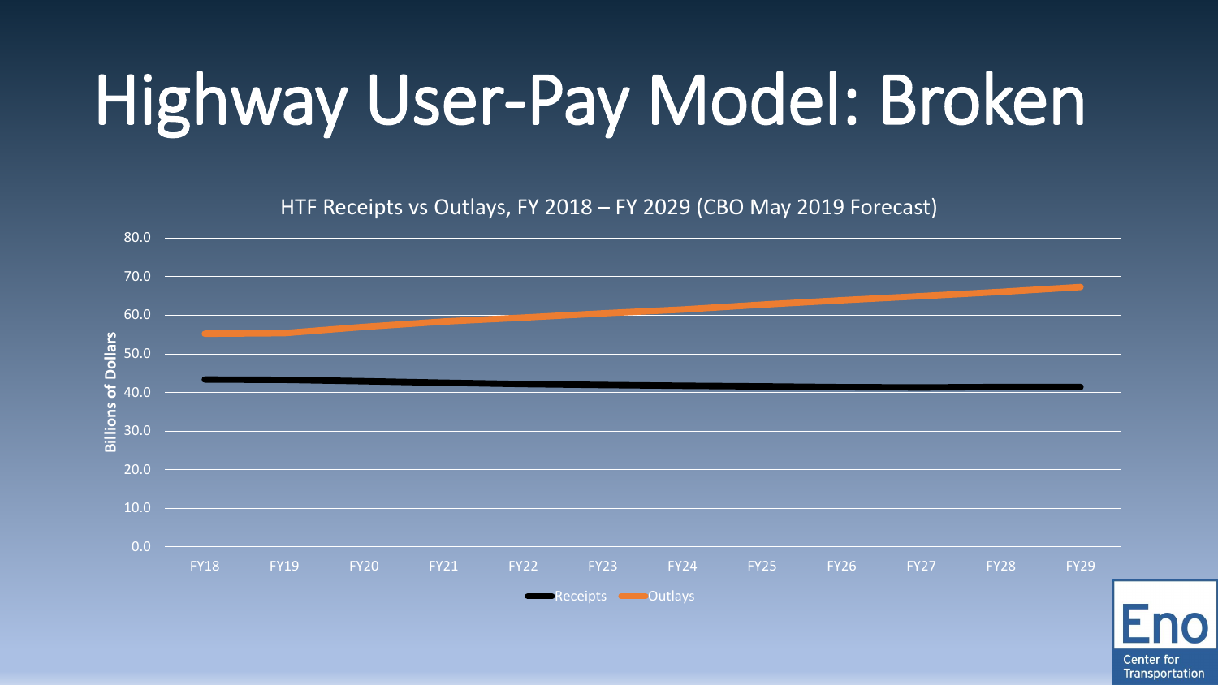# Highway User-Pay Model: Broken

HTF Receipts vs Outlays, FY 2018 – FY 2029 (CBO May 2019 Forecast)

Billions of Dollars

80.0
70.0
60.0
50.0
40.0
30.0
20.0
10.0
0.0

FY18 FY19 FY20 FY21 FY22 FY23 FY24 FY25 FY26 FY27 FY28 FY29

Receipts Outlays

Eno Center for Transportation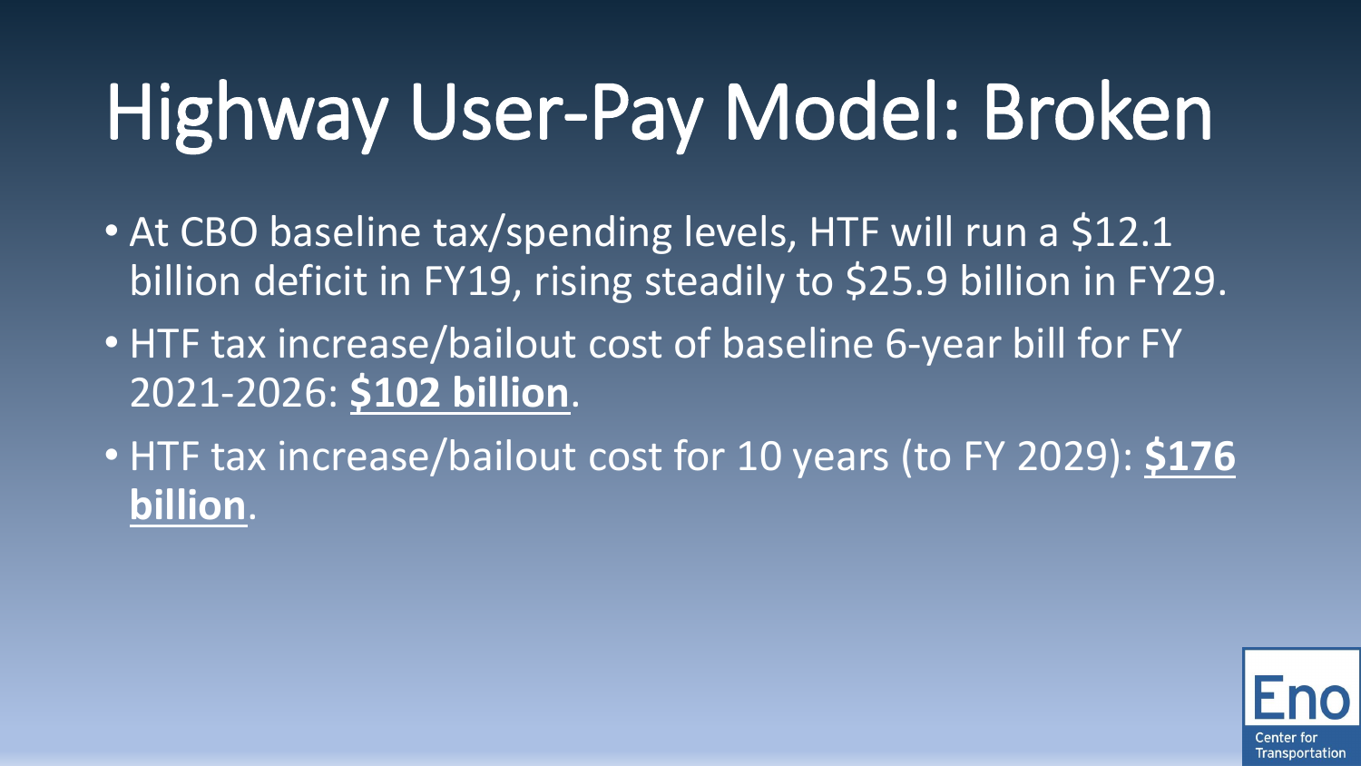# Highway User-Pay Model: Broken

- At CBO baseline tax/spending levels, HTF will run a $12.1 billion deficit in FY19, rising steadily to $25.9 billion in FY29.
- HTF tax increase/bailout cost of baseline 6-year bill for FY 2021-2026: **$102 billion**.
- HTF tax increase/bailout cost for 10 years (to FY 2029): **$176 billion**.

Eno Center for Transportation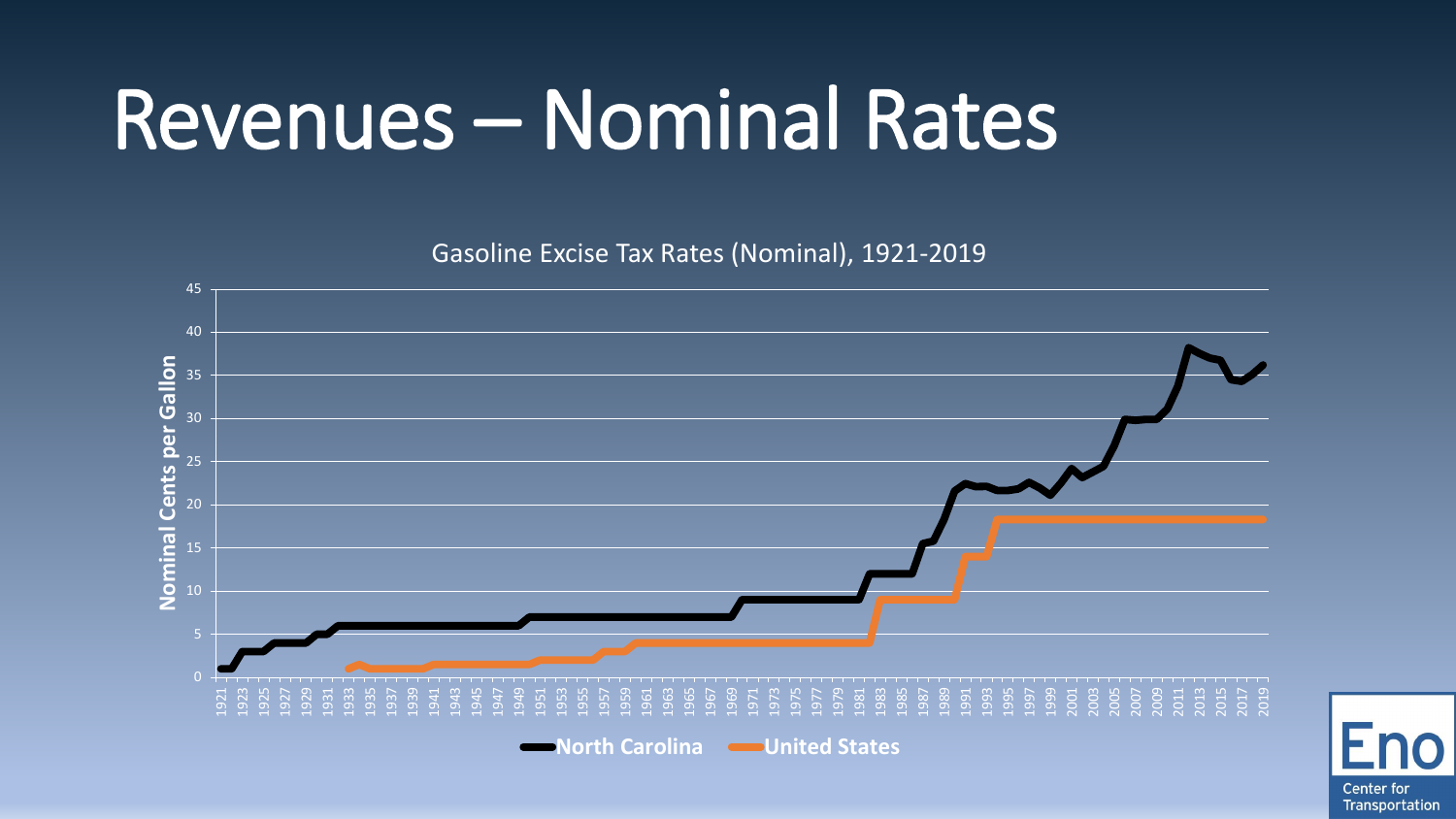# Revenues – Nominal Rates

Gasoline Excise Tax Rates (Nominal), 1921-2019

Nominal Cents per Gallon

North Carolina | United States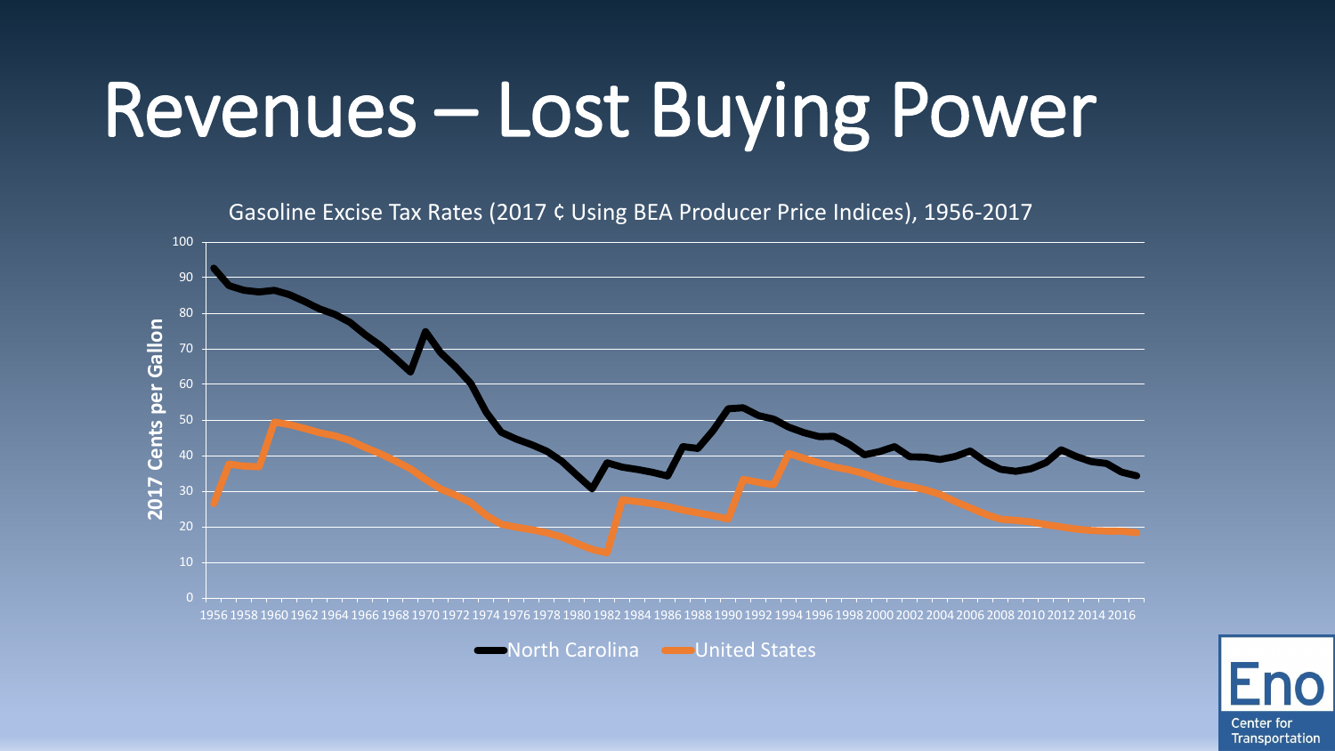# Revenues – Lost Buying Power

Gasoline Excise Tax Rates (2017 ¢ Using BEA Producer Price Indices), 1956-2017

2017 Cents per Gallon

North Carolina United States

Eno Center for Transportation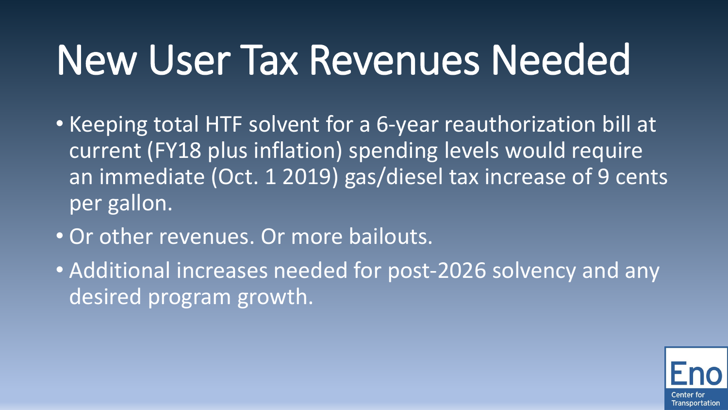# New User Tax Revenues Needed

- Keeping total HTF solvent for a 6-year reauthorization bill at current (FY18 plus inflation) spending levels would require an immediate (Oct. 1 2019) gas/diesel tax increase of 9 cents per gallon.
- Or other revenues. Or more bailouts.
- Additional increases needed for post-2026 solvency and any desired program growth.

Eno Center for Transportation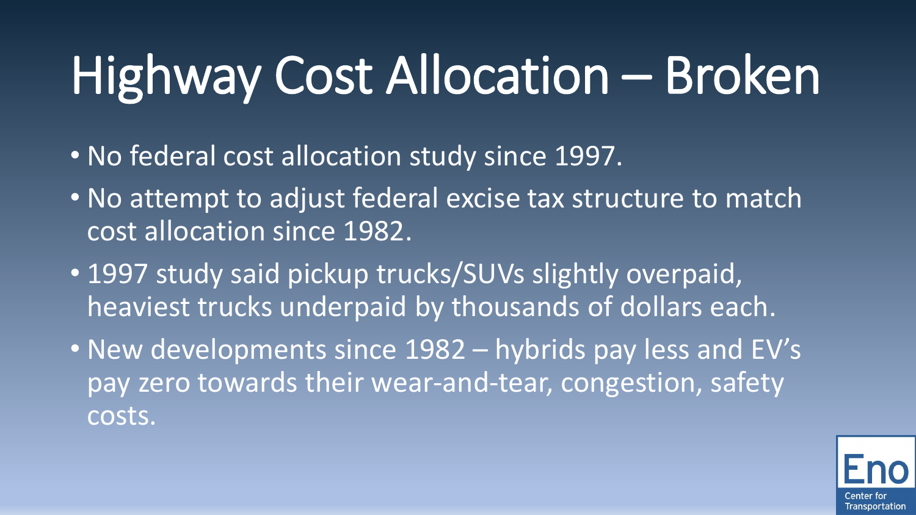# Highway Cost Allocation – Broken

- No federal cost allocation study since 1997.
- No attempt to adjust federal excise tax structure to match cost allocation since 1982.
- 1997 study said pickup trucks/SUVs slightly overpaid, heaviest trucks underpaid by thousands of dollars each.
- New developments since 1982 – hybrids pay less and EV's pay zero towards their wear-and-tear, congestion, safety costs.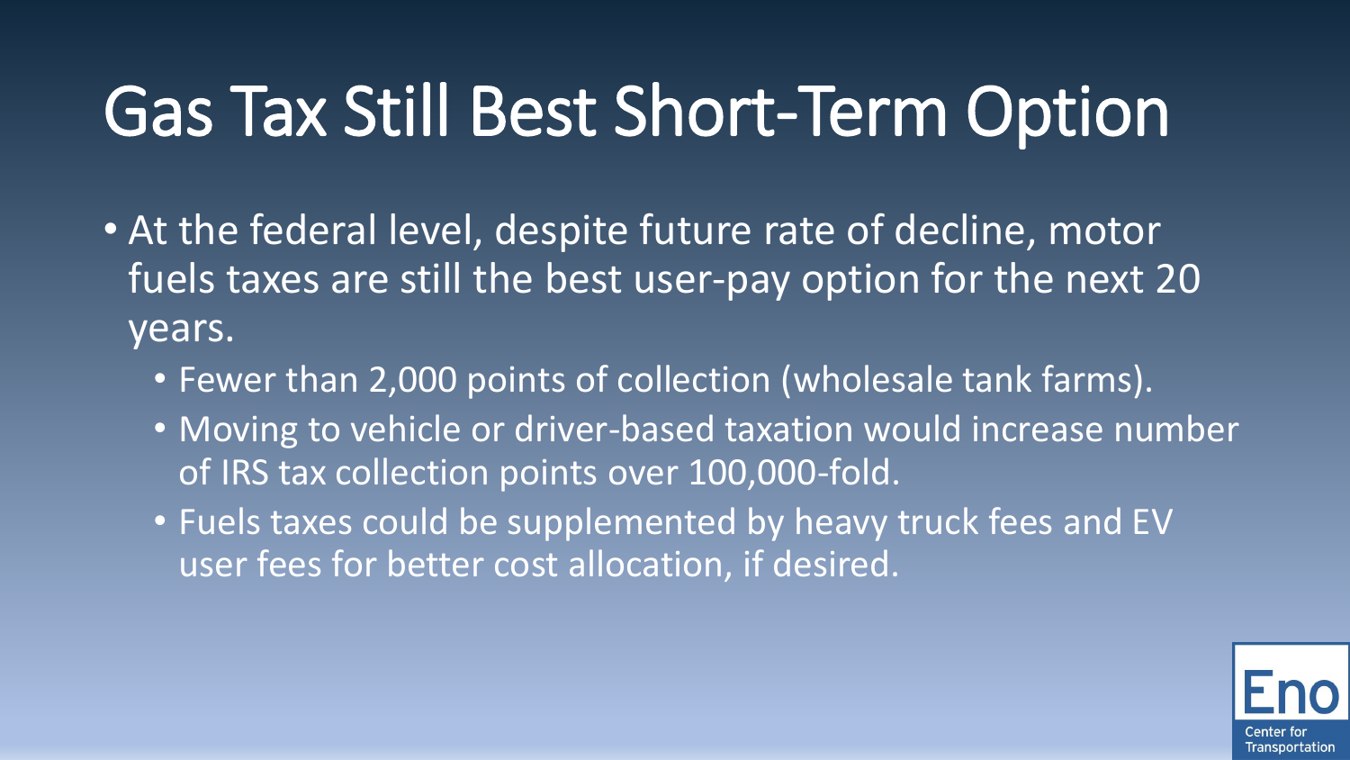# Gas Tax Still Best Short-Term Option

- At the federal level, despite future rate of decline, motor fuels taxes are still the best user-pay option for the next 20 years.
  - Fewer than 2,000 points of collection (wholesale tank farms).
  - Moving to vehicle or driver-based taxation would increase number of IRS tax collection points over 100,000-fold.
  - Fuels taxes could be supplemented by heavy truck fees and EV user fees for better cost allocation, if desired.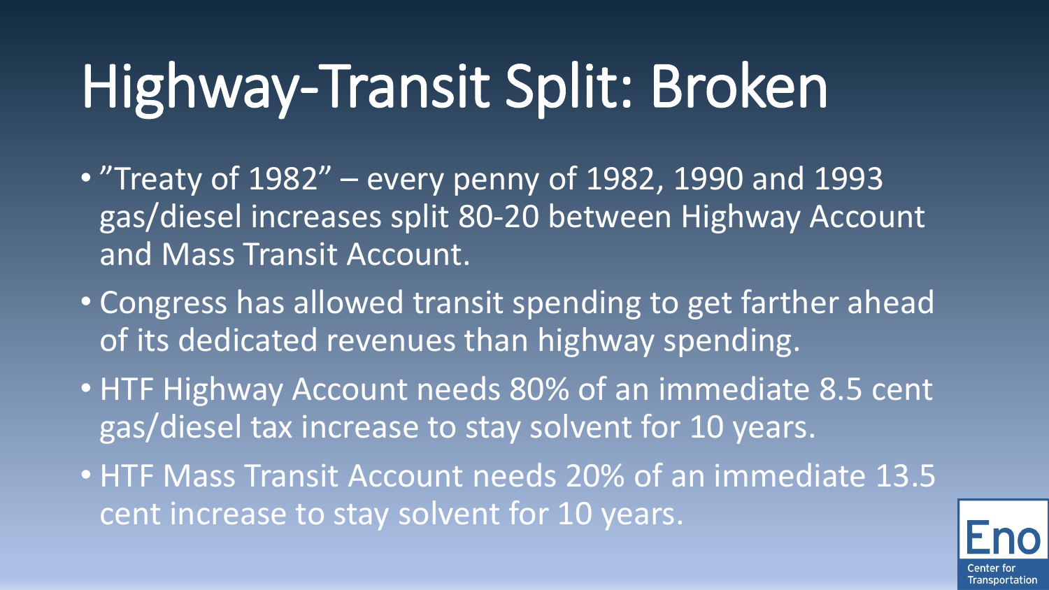# Highway-Transit Split: Broken

- ”Treaty of 1982” – every penny of 1982, 1990 and 1993 gas/diesel increases split 80-20 between Highway Account and Mass Transit Account.
- Congress has allowed transit spending to get farther ahead of its dedicated revenues than highway spending.
- HTF Highway Account needs 80% of an immediate 8.5 cent gas/diesel tax increase to stay solvent for 10 years.
- HTF Mass Transit Account needs 20% of an immediate 13.5 cent increase to stay solvent for 10 years.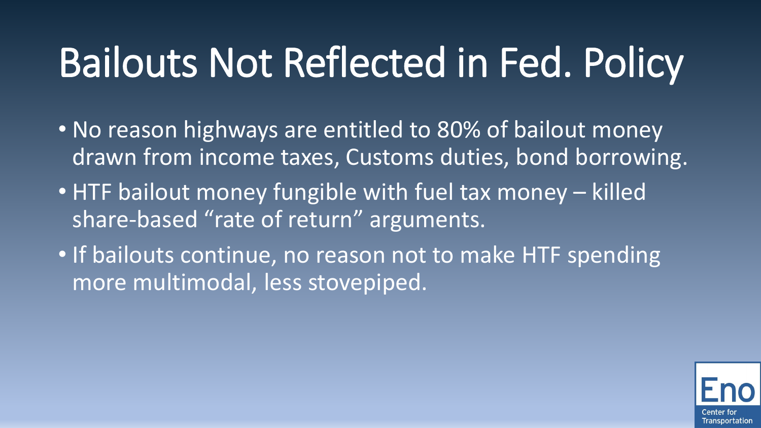# Bailouts Not Reflected in Fed. Policy

- No reason highways are entitled to 80% of bailout money drawn from income taxes, Customs duties, bond borrowing.
- HTF bailout money fungible with fuel tax money – killed share-based “rate of return” arguments.
- If bailouts continue, no reason not to make HTF spending more multimodal, less stovepiped.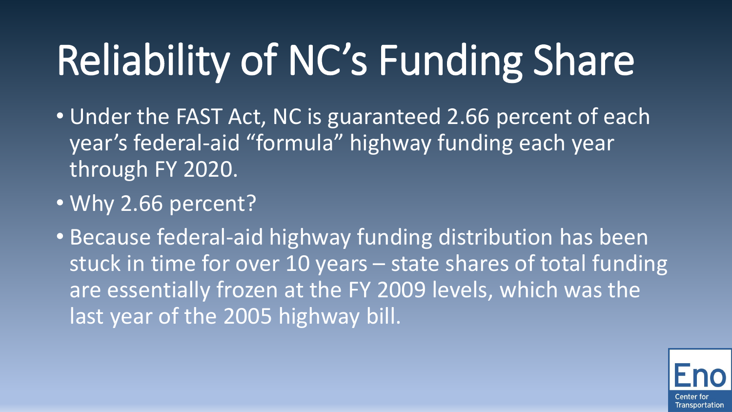# Reliability of NC’s Funding Share

- Under the FAST Act, NC is guaranteed 2.66 percent of each year’s federal-aid “formula” highway funding each year through FY 2020.
- Why 2.66 percent?
- Because federal-aid highway funding distribution has been stuck in time for over 10 years – state shares of total funding are essentially frozen at the FY 2009 levels, which was the last year of the 2005 highway bill.

Eno Center for Transportation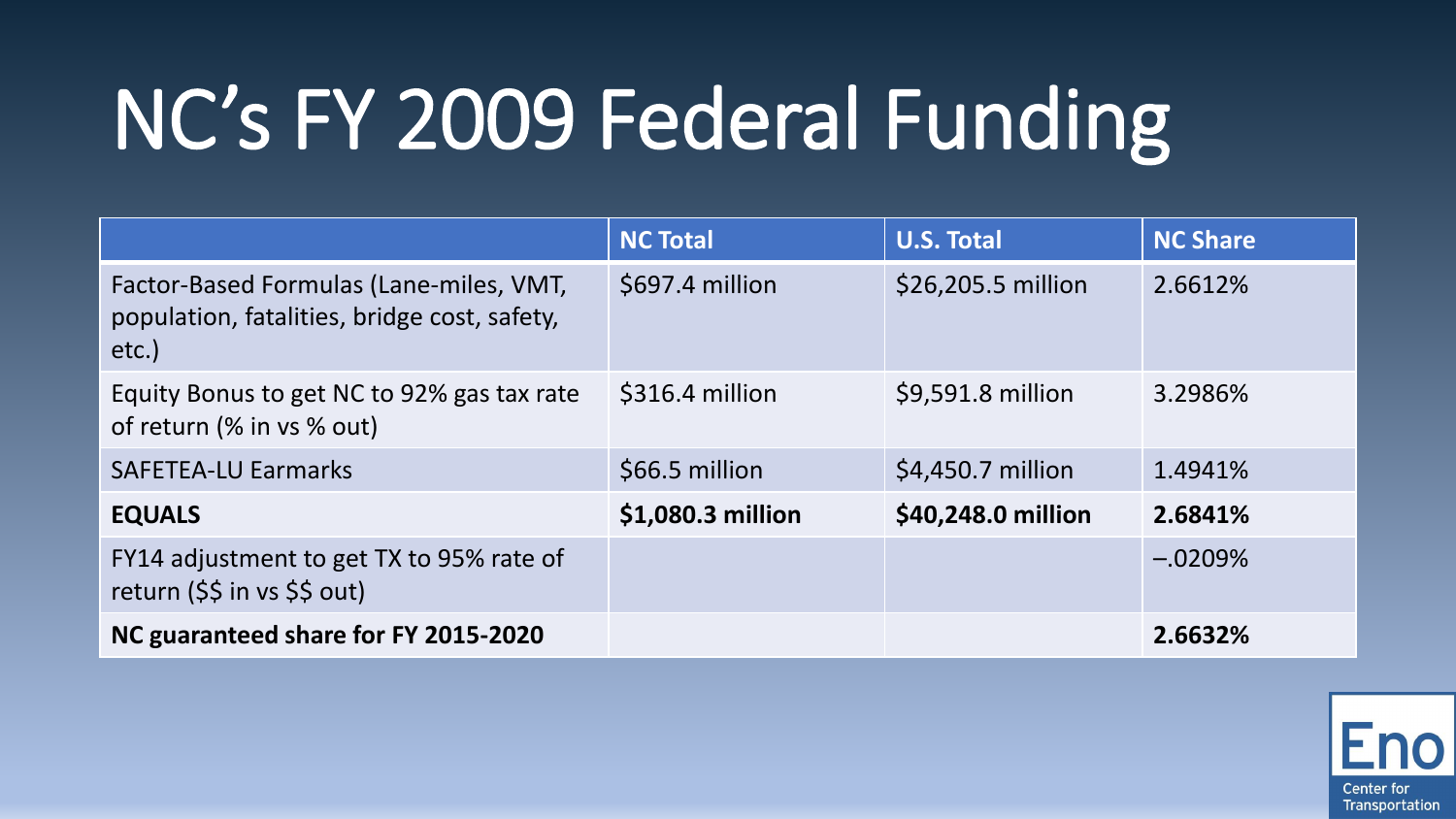# NC’s FY 2009 Federal Funding

| | NC Total | U.S. Total | NC Share |
|---|---|---|---|
| Factor-Based Formulas (Lane-miles, VMT, population, fatalities, bridge cost, safety, etc.) | $697.4 million | $26,205.5 million | 2.6612% |
| Equity Bonus to get NC to 92% gas tax rate of return (% in vs % out) | $316.4 million | $9,591.8 million | 3.2986% |
| SAFETEA-LU Earmarks | $66.5 million | $4,450.7 million | 1.4941% |
| **EQUALS** | **$1,080.3 million** | **$40,248.0 million** | **2.6841%** |
| FY14 adjustment to get TX to 95% rate of return ($$ in vs $$ out) | | | –.0209% |
| **NC guaranteed share for FY 2015-2020** | | | **2.6632%** |

Eno Center for Transportation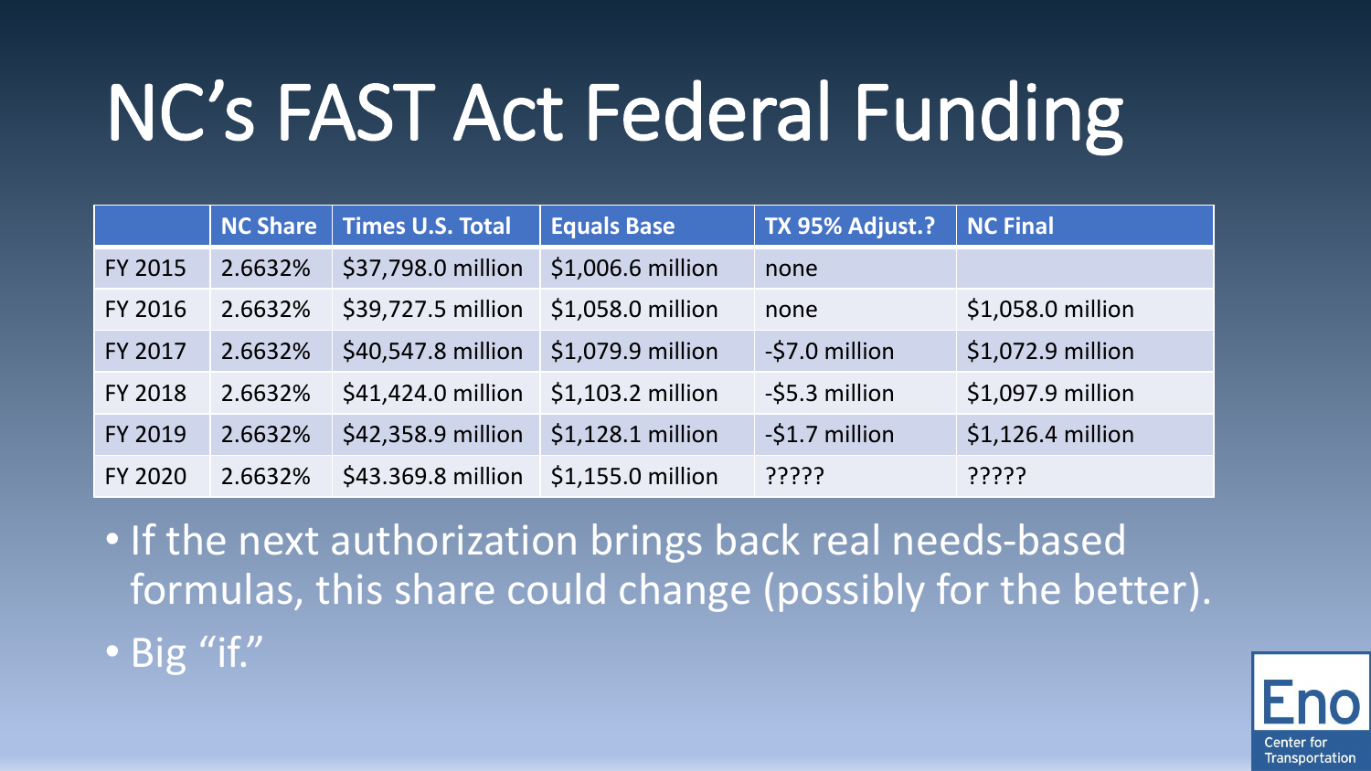# NC's FAST Act Federal Funding

| | NC Share | Times U.S. Total | Equals Base | TX 95% Adjust.? | NC Final |
|---|---|---|---|---|---|
| FY 2015 | 2.6632% | $37,798.0 million | $1,006.6 million | none | |
| FY 2016 | 2.6632% | $39,727.5 million | $1,058.0 million | none | $1,058.0 million |
| FY 2017 | 2.6632% | $40,547.8 million | $1,079.9 million | -$7.0 million | $1,072.9 million |
| FY 2018 | 2.6632% | $41,424.0 million | $1,103.2 million | -$5.3 million | $1,097.9 million |
| FY 2019 | 2.6632% | $42,358.9 million | $1,128.1 million | -$1.7 million | $1,126.4 million |
| FY 2020 | 2.6632% | $43.369.8 million | $1,155.0 million | ????? | ????? |

- If the next authorization brings back real needs-based formulas, this share could change (possibly for the better).
- Big "if."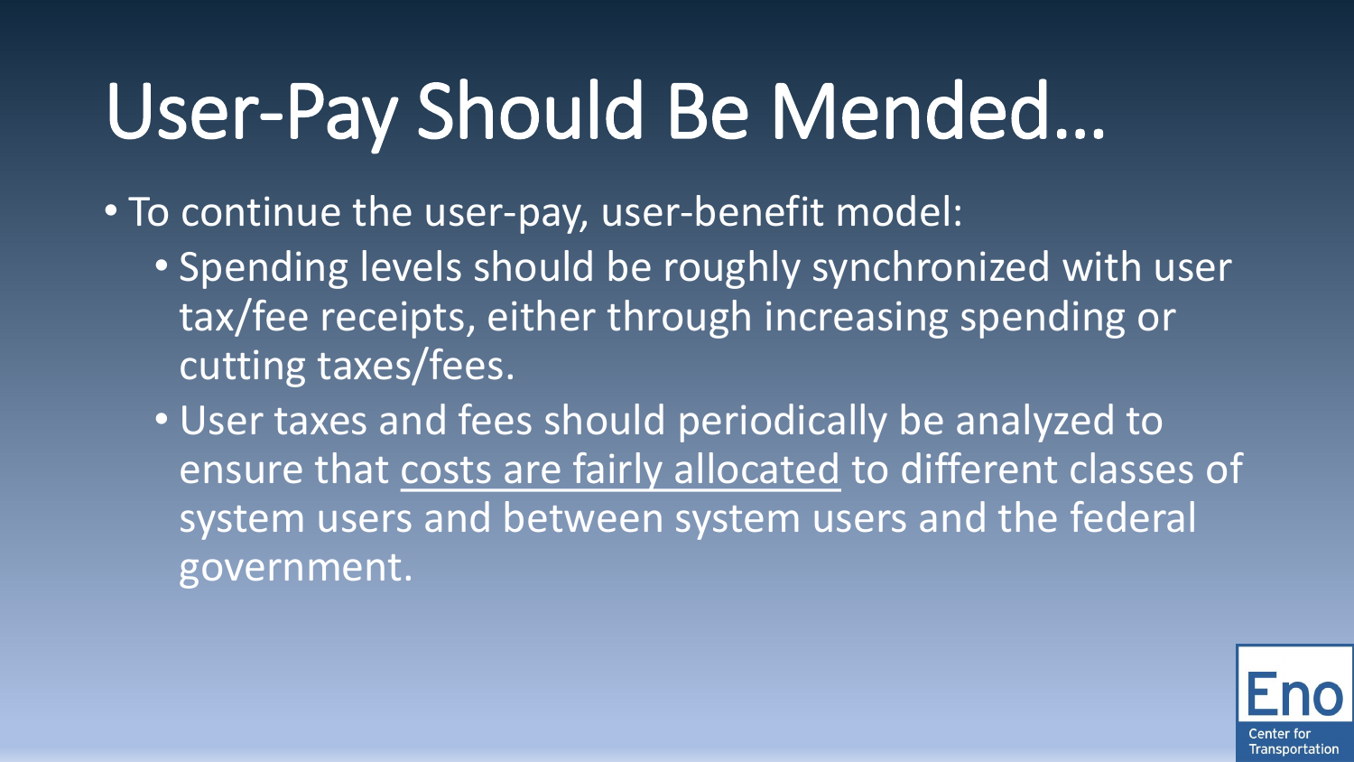# User-Pay Should Be Mended…

- To continue the user-pay, user-benefit model:
  - Spending levels should be roughly synchronized with user tax/fee receipts, either through increasing spending or cutting taxes/fees.
  - User taxes and fees should periodically be analyzed to ensure that costs are fairly allocated to different classes of system users and between system users and the federal government.

Eno Center for Transportation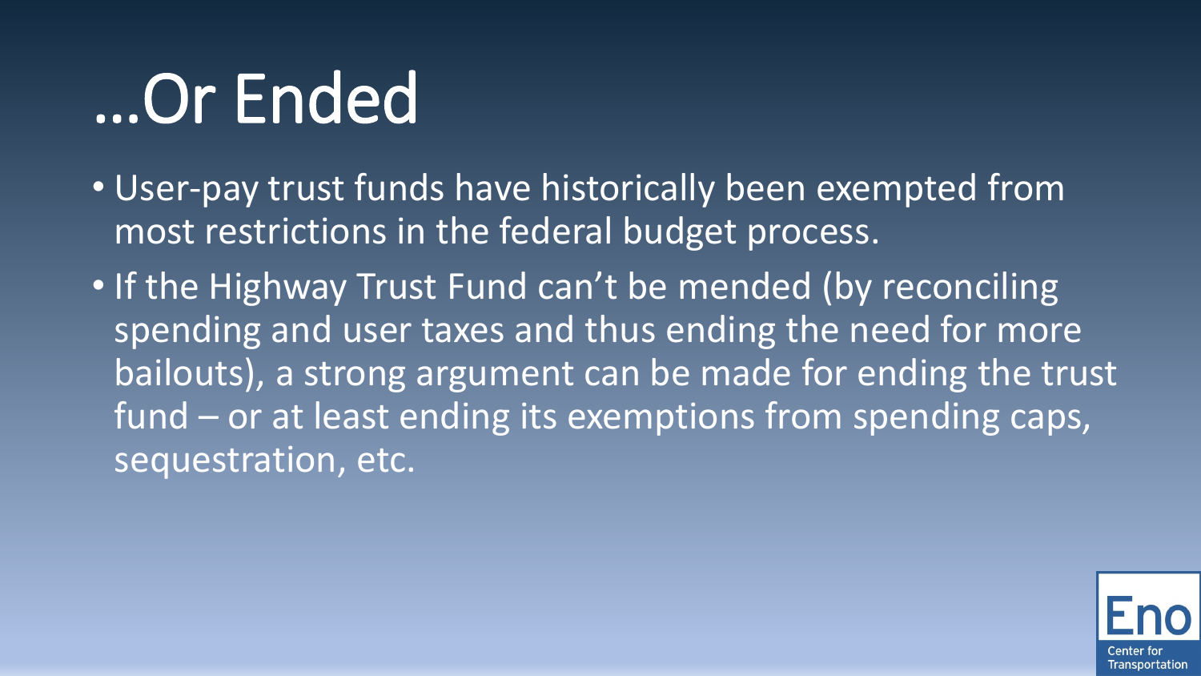# …Or Ended

- User-pay trust funds have historically been exempted from most restrictions in the federal budget process.
- If the Highway Trust Fund can't be mended (by reconciling spending and user taxes and thus ending the need for more bailouts), a strong argument can be made for ending the trust fund – or at least ending its exemptions from spending caps, sequestration, etc.

Eno Center for Transportation